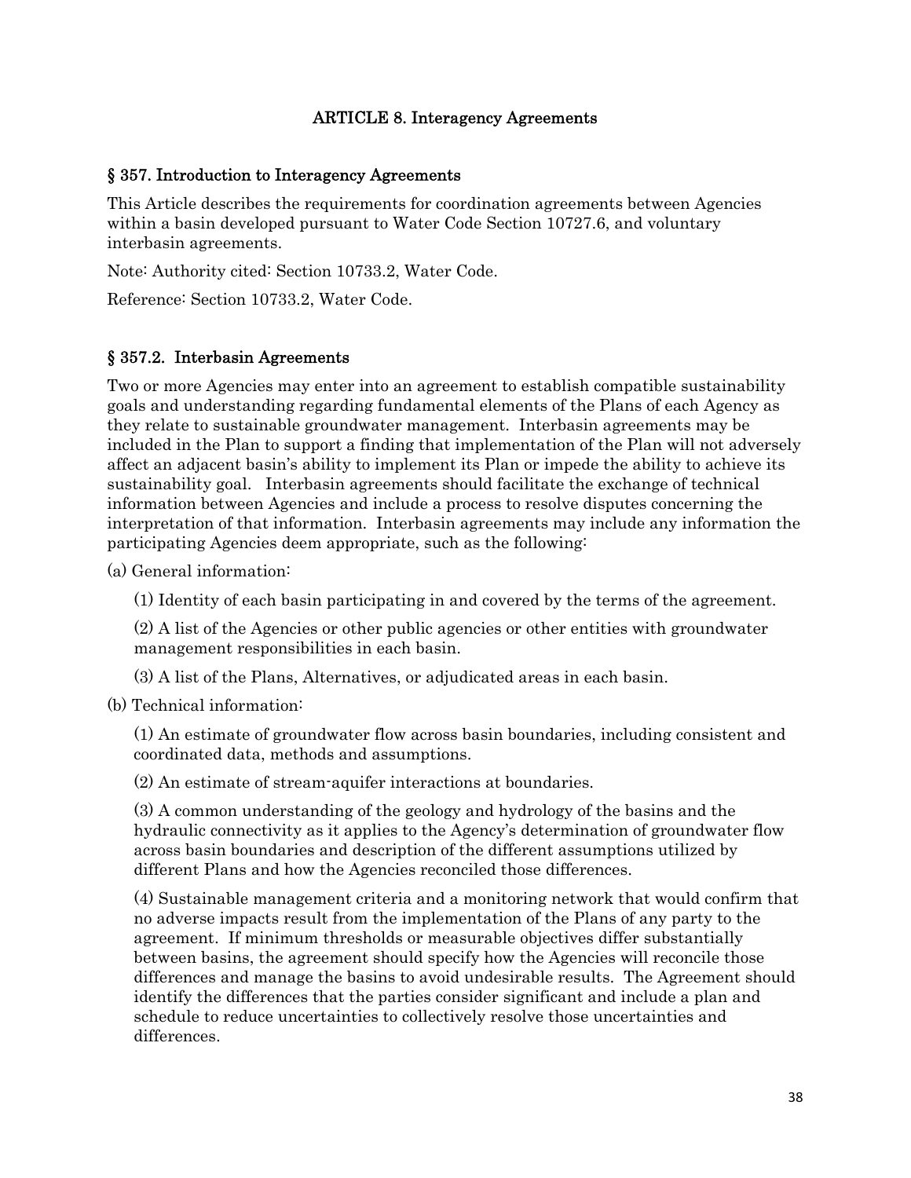## ARTICLE 8. Interagency Agreements

### § 357. Introduction to Interagency Agreements

This Article describes the requirements for coordination agreements between Agencies within a basin developed pursuant to Water Code Section 10727.6, and voluntary interbasin agreements.

Note: Authority cited: Section 10733.2, Water Code.

Reference: Section 10733.2, Water Code.

### § 357.2. Interbasin Agreements

Two or more Agencies may enter into an agreement to establish compatible sustainability goals and understanding regarding fundamental elements of the Plans of each Agency as they relate to sustainable groundwater management. Interbasin agreements may be included in the Plan to support a finding that implementation of the Plan will not adversely affect an adjacent basin's ability to implement its Plan or impede the ability to achieve its sustainability goal. Interbasin agreements should facilitate the exchange of technical information between Agencies and include a process to resolve disputes concerning the interpretation of that information. Interbasin agreements may include any information the participating Agencies deem appropriate, such as the following:

(a) General information:

(1) Identity of each basin participating in and covered by the terms of the agreement.

(2) A list of the Agencies or other public agencies or other entities with groundwater management responsibilities in each basin.

(3) A list of the Plans, Alternatives, or adjudicated areas in each basin.

(b) Technical information:

(1) An estimate of groundwater flow across basin boundaries, including consistent and coordinated data, methods and assumptions.

(2) An estimate of stream-aquifer interactions at boundaries.

(3) A common understanding of the geology and hydrology of the basins and the hydraulic connectivity as it applies to the Agency's determination of groundwater flow across basin boundaries and description of the different assumptions utilized by different Plans and how the Agencies reconciled those differences.

(4) Sustainable management criteria and a monitoring network that would confirm that no adverse impacts result from the implementation of the Plans of any party to the agreement. If minimum thresholds or measurable objectives differ substantially between basins, the agreement should specify how the Agencies will reconcile those differences and manage the basins to avoid undesirable results. The Agreement should identify the differences that the parties consider significant and include a plan and schedule to reduce uncertainties to collectively resolve those uncertainties and differences.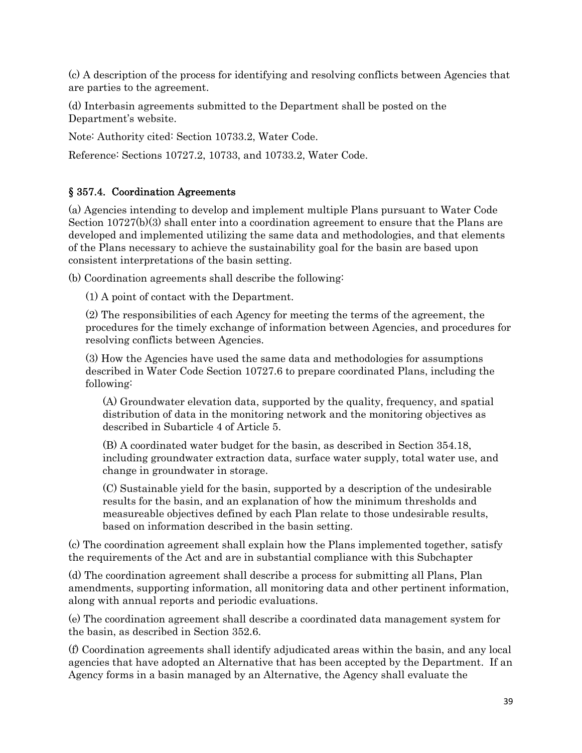(c) A description of the process for identifying and resolving conflicts between Agencies that are parties to the agreement.

(d) Interbasin agreements submitted to the Department shall be posted on the Department's website.

Note: Authority cited: Section 10733.2, Water Code.

Reference: Sections 10727.2, 10733, and 10733.2, Water Code.

### § 357.4. Coordination Agreements

(a) Agencies intending to develop and implement multiple Plans pursuant to Water Code Section 10727(b)(3) shall enter into a coordination agreement to ensure that the Plans are developed and implemented utilizing the same data and methodologies, and that elements of the Plans necessary to achieve the sustainability goal for the basin are based upon consistent interpretations of the basin setting.

(b) Coordination agreements shall describe the following:

(1) A point of contact with the Department.

(2) The responsibilities of each Agency for meeting the terms of the agreement, the procedures for the timely exchange of information between Agencies, and procedures for resolving conflicts between Agencies.

(3) How the Agencies have used the same data and methodologies for assumptions described in Water Code Section 10727.6 to prepare coordinated Plans, including the following:

(A) Groundwater elevation data, supported by the quality, frequency, and spatial distribution of data in the monitoring network and the monitoring objectives as described in Subarticle 4 of Article 5.

(B) A coordinated water budget for the basin, as described in Section 354.18, including groundwater extraction data, surface water supply, total water use, and change in groundwater in storage.

(C) Sustainable yield for the basin, supported by a description of the undesirable results for the basin, and an explanation of how the minimum thresholds and measureable objectives defined by each Plan relate to those undesirable results, based on information described in the basin setting.

(c) The coordination agreement shall explain how the Plans implemented together, satisfy the requirements of the Act and are in substantial compliance with this Subchapter

(d) The coordination agreement shall describe a process for submitting all Plans, Plan amendments, supporting information, all monitoring data and other pertinent information, along with annual reports and periodic evaluations.

(e) The coordination agreement shall describe a coordinated data management system for the basin, as described in Section 352.6.

(f) Coordination agreements shall identify adjudicated areas within the basin, and any local agencies that have adopted an Alternative that has been accepted by the Department. If an Agency forms in a basin managed by an Alternative, the Agency shall evaluate the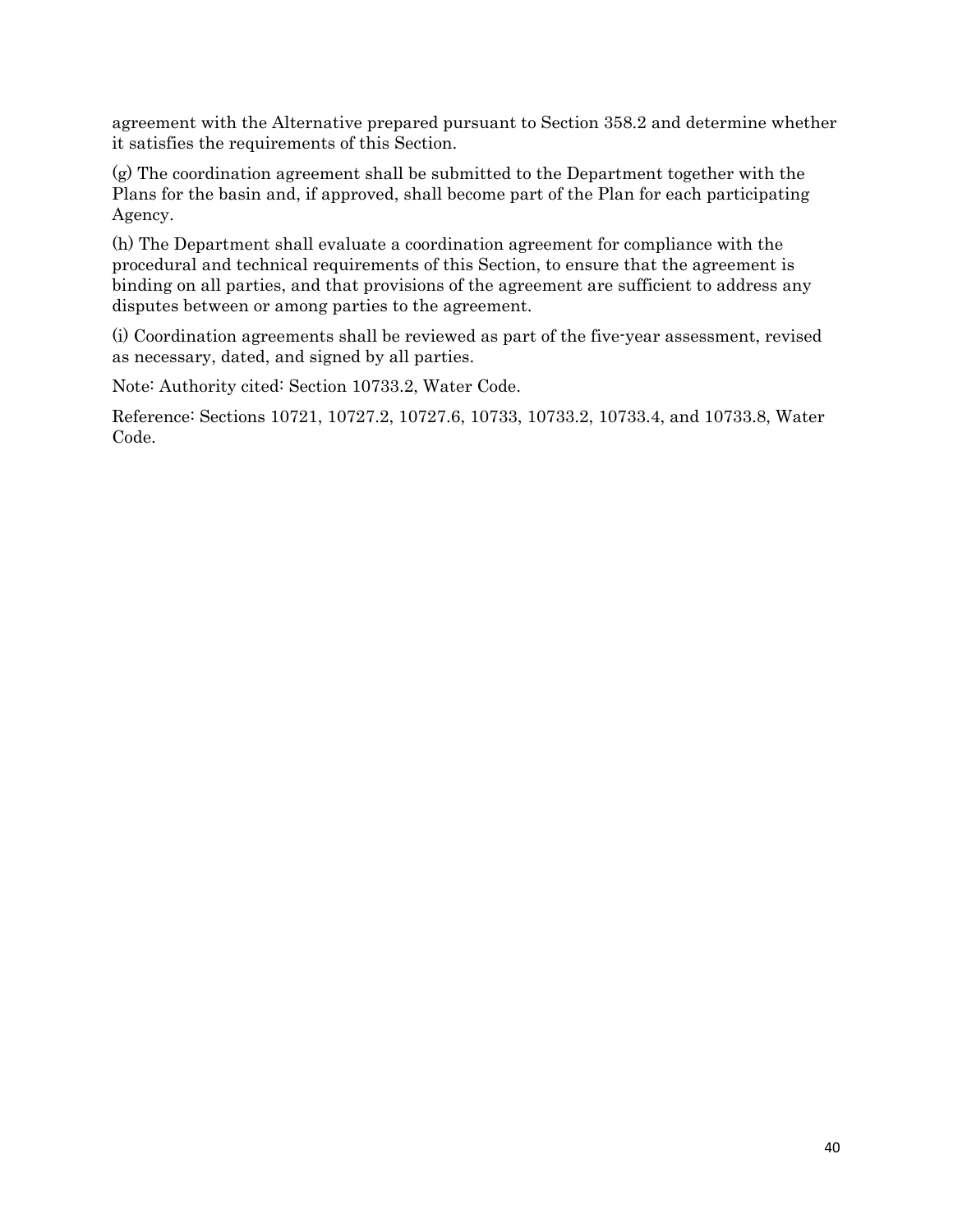agreement with the Alternative prepared pursuant to Section 358.2 and determine whether it satisfies the requirements of this Section.

(g) The coordination agreement shall be submitted to the Department together with the Plans for the basin and, if approved, shall become part of the Plan for each participating Agency.

(h) The Department shall evaluate a coordination agreement for compliance with the procedural and technical requirements of this Section, to ensure that the agreement is binding on all parties, and that provisions of the agreement are sufficient to address any disputes between or among parties to the agreement.

(i) Coordination agreements shall be reviewed as part of the five-year assessment, revised as necessary, dated, and signed by all parties.

Note: Authority cited: Section 10733.2, Water Code.

Reference: Sections 10721, 10727.2, 10727.6, 10733, 10733.2, 10733.4, and 10733.8, Water Code.